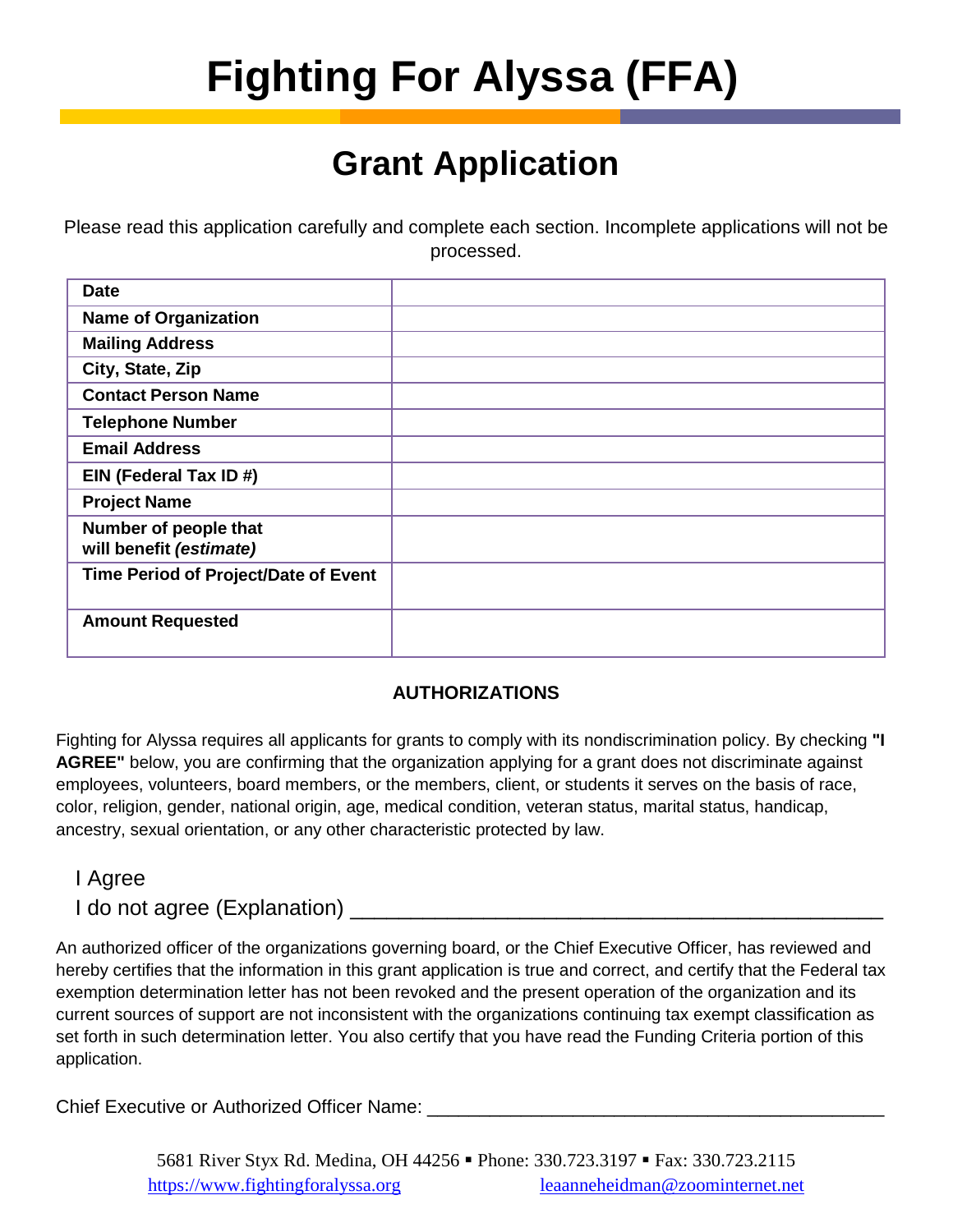# Fighting For Alyssa (FFA)

## Grant Application

Please read this application carefully and complete each section. Incomplete applications will not be processed.

| | |
|---|---|
| **Date** | |
| **Name of Organization** | |
| **Mailing Address** | |
| **City, State, Zip** | |
| **Contact Person Name** | |
| **Telephone Number** | |
| **Email Address** | |
| **EIN (Federal Tax ID #)** | |
| **Project Name** | |
| **Number of people that will benefit *(estimate)*** | |
| **Time Period of Project/Date of Event** | |
| **Amount Requested** | |

### AUTHORIZATIONS

Fighting for Alyssa requires all applicants for grants to comply with its nondiscrimination policy. By checking **"I AGREE"** below, you are confirming that the organization applying for a grant does not discriminate against employees, volunteers, board members, or the members, client, or students it serves on the basis of race, color, religion, gender, national origin, age, medical condition, veteran status, marital status, handicap, ancestry, sexual orientation, or any other characteristic protected by law.

I Agree

I do not agree (Explanation) ____________________________________________

An authorized officer of the organizations governing board, or the Chief Executive Officer, has reviewed and hereby certifies that the information in this grant application is true and correct, and certify that the Federal tax exemption determination letter has not been revoked and the present operation of the organization and its current sources of support are not inconsistent with the organizations continuing tax exempt classification as set forth in such determination letter. You also certify that you have read the Funding Criteria portion of this application.

Chief Executive or Authorized Officer Name: ____________________________________________

5681 River Styx Rd. Medina, OH 44256 ▪ Phone: 330.723.3197 ▪ Fax: 330.723.2115
https://www.fightingforalyssa.org leaanneheidman@zoominternet.net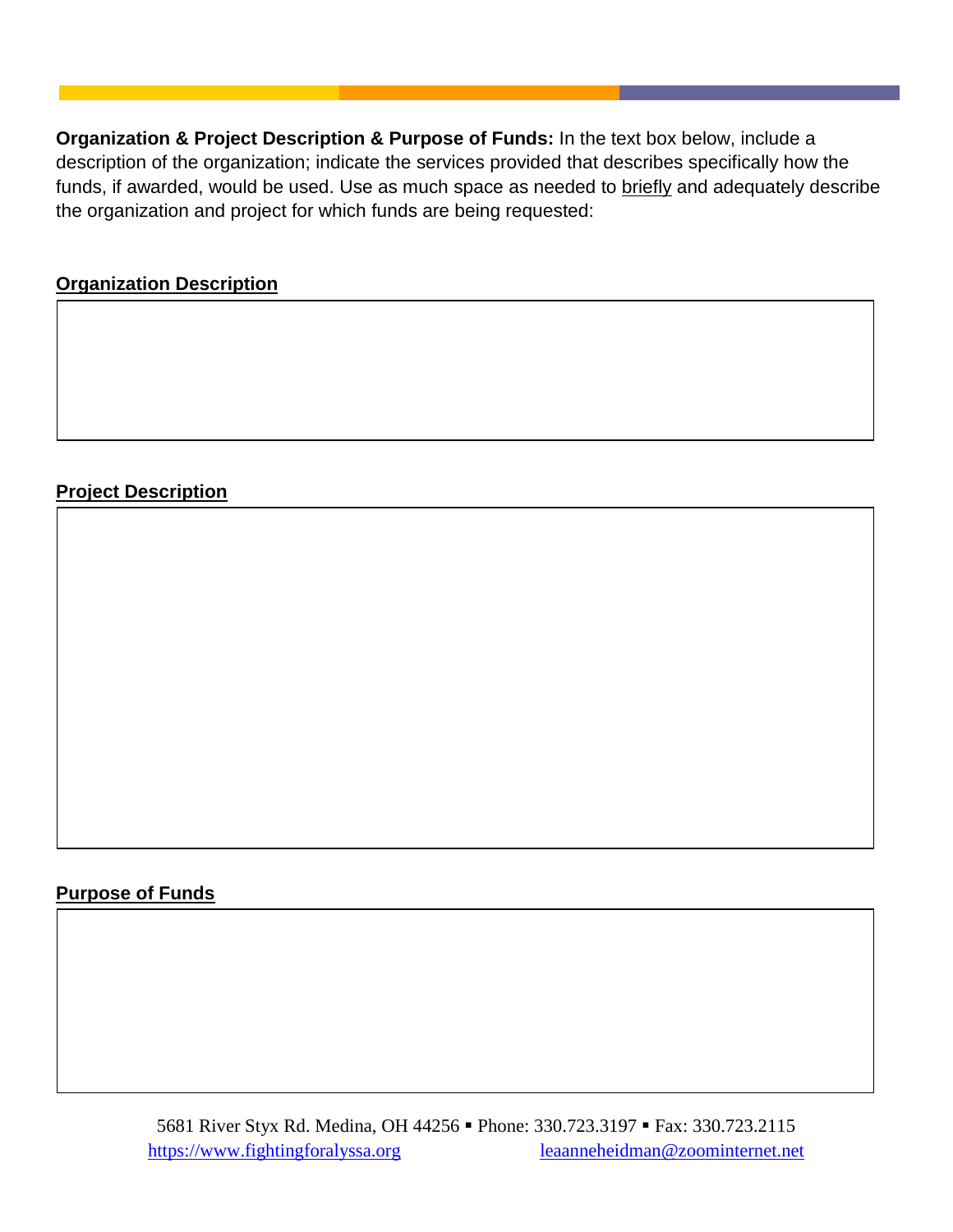**Organization & Project Description & Purpose of Funds:** In the text box below, include a description of the organization; indicate the services provided that describes specifically how the funds, if awarded, would be used. Use as much space as needed to briefly and adequately describe the organization and project for which funds are being requested:

**Organization Description**

**Project Description**

**Purpose of Funds**

5681 River Styx Rd. Medina, OH 44256 ▪ Phone: 330.723.3197 ▪ Fax: 330.723.2115
https://www.fightingforalyssa.org leaanneheidman@zoominternet.net